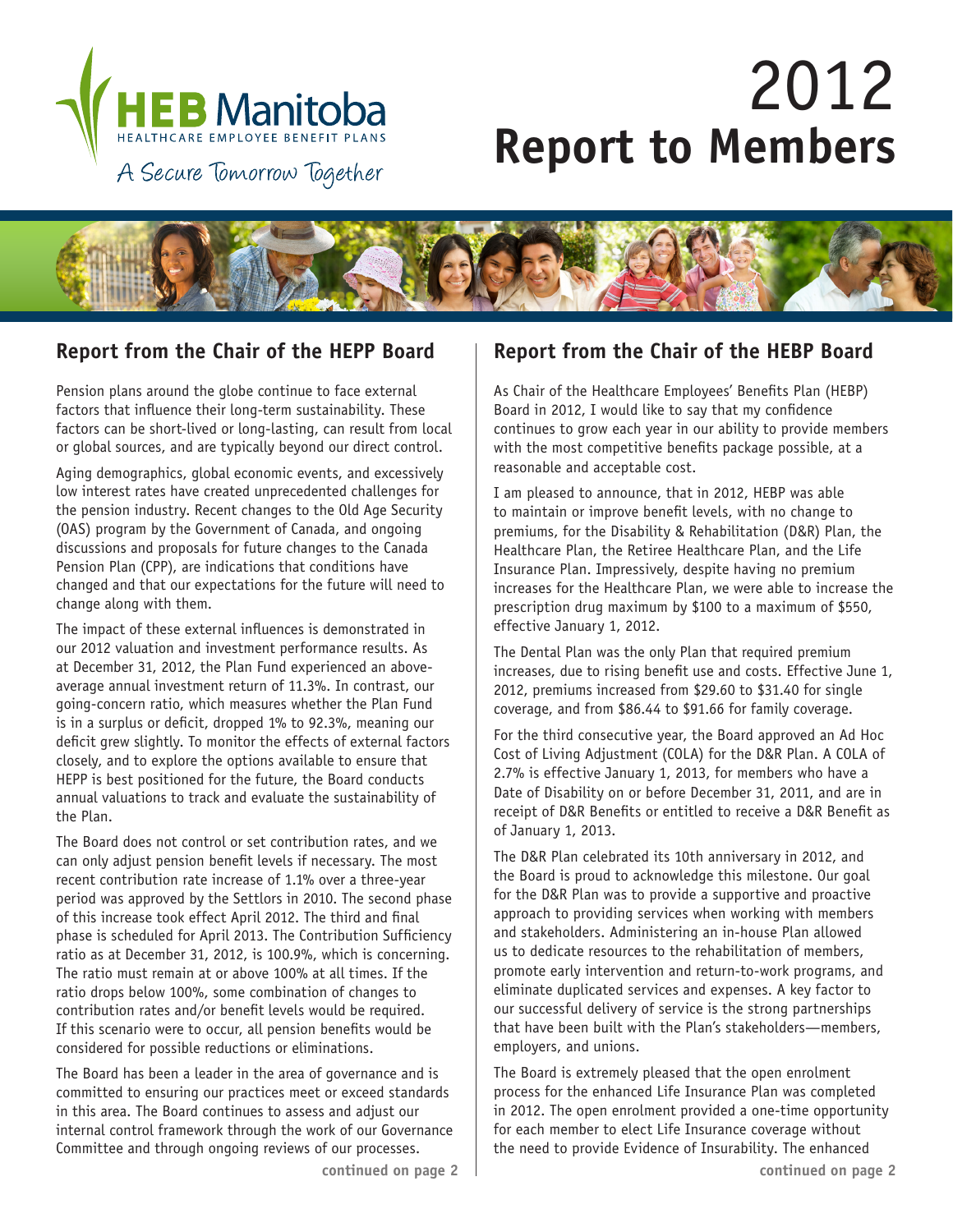HEB Manitoba

HEALTHCARE EMPLOYEE BENEFIT PLANS

A Secure Tomorrow Together

# 2012 Report to Members

## Report from the Chair of the HEPP Board

Pension plans around the globe continue to face external factors that influence their long-term sustainability. These factors can be short-lived or long-lasting, can result from local or global sources, and are typically beyond our direct control.

Aging demographics, global economic events, and excessively low interest rates have created unprecedented challenges for the pension industry. Recent changes to the Old Age Security (OAS) program by the Government of Canada, and ongoing discussions and proposals for future changes to the Canada Pension Plan (CPP), are indications that conditions have changed and that our expectations for the future will need to change along with them.

The impact of these external influences is demonstrated in our 2012 valuation and investment performance results. As at December 31, 2012, the Plan Fund experienced an above-average annual investment return of 11.3%. In contrast, our going-concern ratio, which measures whether the Plan Fund is in a surplus or deficit, dropped 1% to 92.3%, meaning our deficit grew slightly. To monitor the effects of external factors closely, and to explore the options available to ensure that HEPP is best positioned for the future, the Board conducts annual valuations to track and evaluate the sustainability of the Plan.

The Board does not control or set contribution rates, and we can only adjust pension benefit levels if necessary. The most recent contribution rate increase of 1.1% over a three-year period was approved by the Settlors in 2010. The second phase of this increase took effect April 2012. The third and final phase is scheduled for April 2013. The Contribution Sufficiency ratio as at December 31, 2012, is 100.9%, which is concerning. The ratio must remain at or above 100% at all times. If the ratio drops below 100%, some combination of changes to contribution rates and/or benefit levels would be required. If this scenario were to occur, all pension benefits would be considered for possible reductions or eliminations.

The Board has been a leader in the area of governance and is committed to ensuring our practices meet or exceed standards in this area. The Board continues to assess and adjust our internal control framework through the work of our Governance Committee and through ongoing reviews of our processes.

**continued on page 2**

## Report from the Chair of the HEBP Board

As Chair of the Healthcare Employees' Benefits Plan (HEBP) Board in 2012, I would like to say that my confidence continues to grow each year in our ability to provide members with the most competitive benefits package possible, at a reasonable and acceptable cost.

I am pleased to announce, that in 2012, HEBP was able to maintain or improve benefit levels, with no change to premiums, for the Disability & Rehabilitation (D&R) Plan, the Healthcare Plan, the Retiree Healthcare Plan, and the Life Insurance Plan. Impressively, despite having no premium increases for the Healthcare Plan, we were able to increase the prescription drug maximum by $100 to a maximum of $550, effective January 1, 2012.

The Dental Plan was the only Plan that required premium increases, due to rising benefit use and costs. Effective June 1, 2012, premiums increased from $29.60 to $31.40 for single coverage, and from $86.44 to $91.66 for family coverage.

For the third consecutive year, the Board approved an Ad Hoc Cost of Living Adjustment (COLA) for the D&R Plan. A COLA of 2.7% is effective January 1, 2013, for members who have a Date of Disability on or before December 31, 2011, and are in receipt of D&R Benefits or entitled to receive a D&R Benefit as of January 1, 2013.

The D&R Plan celebrated its 10th anniversary in 2012, and the Board is proud to acknowledge this milestone. Our goal for the D&R Plan was to provide a supportive and proactive approach to providing services when working with members and stakeholders. Administering an in-house Plan allowed us to dedicate resources to the rehabilitation of members, promote early intervention and return-to-work programs, and eliminate duplicated services and expenses. A key factor to our successful delivery of service is the strong partnerships that have been built with the Plan's stakeholders—members, employers, and unions.

The Board is extremely pleased that the open enrolment process for the enhanced Life Insurance Plan was completed in 2012. The open enrolment provided a one-time opportunity for each member to elect Life Insurance coverage without the need to provide Evidence of Insurability. The enhanced

**continued on page 2**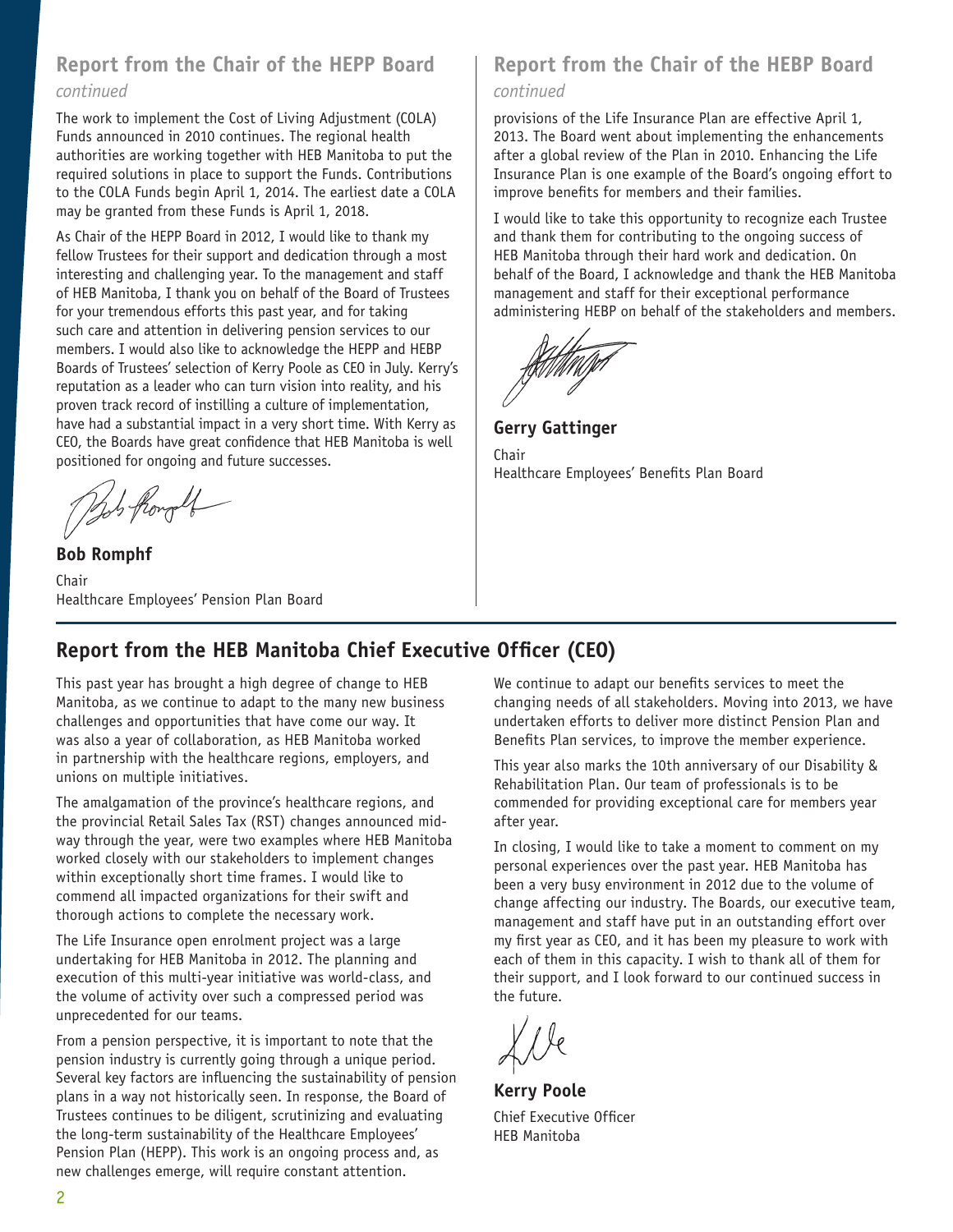## Report from the Chair of the HEPP Board

*continued*

The work to implement the Cost of Living Adjustment (COLA) Funds announced in 2010 continues. The regional health authorities are working together with HEB Manitoba to put the required solutions in place to support the Funds. Contributions to the COLA Funds begin April 1, 2014. The earliest date a COLA may be granted from these Funds is April 1, 2018.

As Chair of the HEPP Board in 2012, I would like to thank my fellow Trustees for their support and dedication through a most interesting and challenging year. To the management and staff of HEB Manitoba, I thank you on behalf of the Board of Trustees for your tremendous efforts this past year, and for taking such care and attention in delivering pension services to our members. I would also like to acknowledge the HEPP and HEBP Boards of Trustees' selection of Kerry Poole as CEO in July. Kerry's reputation as a leader who can turn vision into reality, and his proven track record of instilling a culture of implementation, have had a substantial impact in a very short time. With Kerry as CEO, the Boards have great confidence that HEB Manitoba is well positioned for ongoing and future successes.

**Bob Romphf**
Chair
Healthcare Employees' Pension Plan Board

## Report from the Chair of the HEBP Board

*continued*

provisions of the Life Insurance Plan are effective April 1, 2013. The Board went about implementing the enhancements after a global review of the Plan in 2010. Enhancing the Life Insurance Plan is one example of the Board's ongoing effort to improve benefits for members and their families.

I would like to take this opportunity to recognize each Trustee and thank them for contributing to the ongoing success of HEB Manitoba through their hard work and dedication. On behalf of the Board, I acknowledge and thank the HEB Manitoba management and staff for their exceptional performance administering HEBP on behalf of the stakeholders and members.

**Gerry Gattinger**
Chair
Healthcare Employees' Benefits Plan Board

## Report from the HEB Manitoba Chief Executive Officer (CEO)

This past year has brought a high degree of change to HEB Manitoba, as we continue to adapt to the many new business challenges and opportunities that have come our way. It was also a year of collaboration, as HEB Manitoba worked in partnership with the healthcare regions, employers, and unions on multiple initiatives.

The amalgamation of the province's healthcare regions, and the provincial Retail Sales Tax (RST) changes announced mid-way through the year, were two examples where HEB Manitoba worked closely with our stakeholders to implement changes within exceptionally short time frames. I would like to commend all impacted organizations for their swift and thorough actions to complete the necessary work.

The Life Insurance open enrolment project was a large undertaking for HEB Manitoba in 2012. The planning and execution of this multi-year initiative was world-class, and the volume of activity over such a compressed period was unprecedented for our teams.

From a pension perspective, it is important to note that the pension industry is currently going through a unique period. Several key factors are influencing the sustainability of pension plans in a way not historically seen. In response, the Board of Trustees continues to be diligent, scrutinizing and evaluating the long-term sustainability of the Healthcare Employees' Pension Plan (HEPP). This work is an ongoing process and, as new challenges emerge, will require constant attention.

We continue to adapt our benefits services to meet the changing needs of all stakeholders. Moving into 2013, we have undertaken efforts to deliver more distinct Pension Plan and Benefits Plan services, to improve the member experience.

This year also marks the 10th anniversary of our Disability & Rehabilitation Plan. Our team of professionals is to be commended for providing exceptional care for members year after year.

In closing, I would like to take a moment to comment on my personal experiences over the past year. HEB Manitoba has been a very busy environment in 2012 due to the volume of change affecting our industry. The Boards, our executive team, management and staff have put in an outstanding effort over my first year as CEO, and it has been my pleasure to work with each of them in this capacity. I wish to thank all of them for their support, and I look forward to our continued success in the future.

**Kerry Poole**
Chief Executive Officer
HEB Manitoba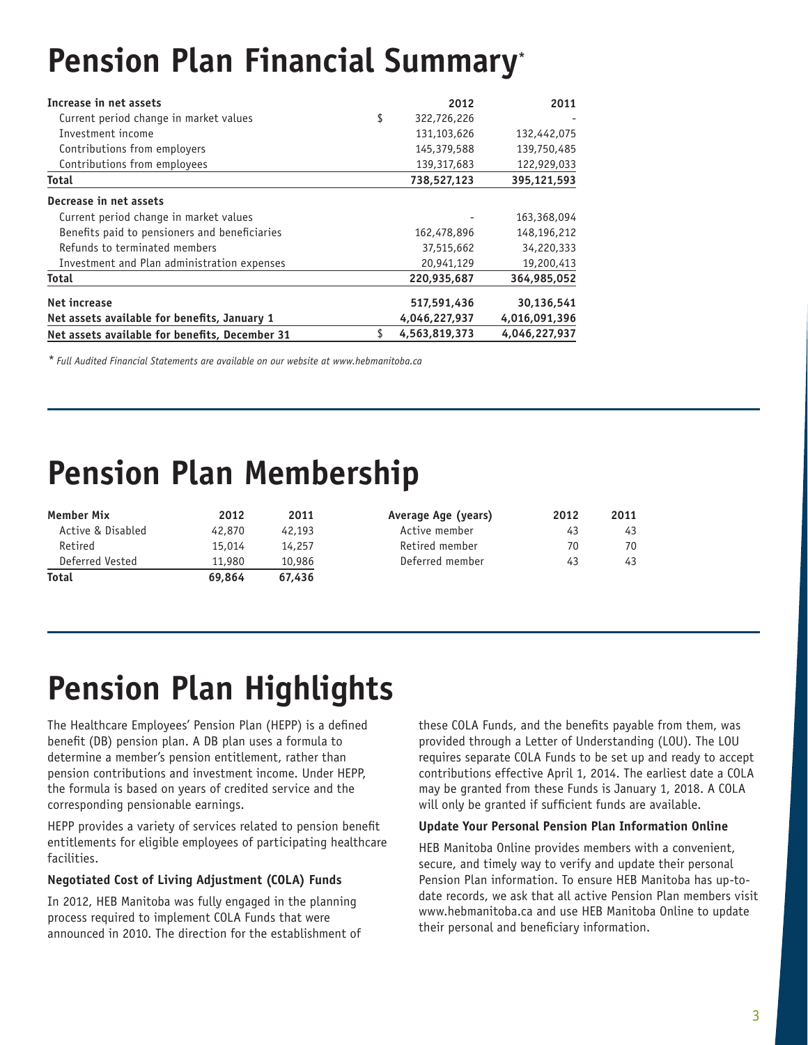# Pension Plan Financial Summary*

| Increase in net assets | | 2012 | 2011 |
|---|---|---|---|
| Current period change in market values | $ | 322,726,226 | - |
| Investment income | | 131,103,626 | 132,442,075 |
| Contributions from employers | | 145,379,588 | 139,750,485 |
| Contributions from employees | | 139,317,683 | 122,929,033 |
| **Total** | | **738,527,123** | **395,121,593** |
| **Decrease in net assets** | | | |
| Current period change in market values | | - | 163,368,094 |
| Benefits paid to pensioners and beneficiaries | | 162,478,896 | 148,196,212 |
| Refunds to terminated members | | 37,515,662 | 34,220,333 |
| Investment and Plan administration expenses | | 20,941,129 | 19,200,413 |
| **Total** | | **220,935,687** | **364,985,052** |
| **Net increase** | | **517,591,436** | **30,136,541** |
| **Net assets available for benefits, January 1** | | **4,046,227,937** | **4,016,091,396** |
| **Net assets available for benefits, December 31** | $ | **4,563,819,373** | **4,046,227,937** |

*\* Full Audited Financial Statements are available on our website at www.hebmanitoba.ca*

# Pension Plan Membership

| Member Mix | 2012 | 2011 |
|---|---|---|
| Active & Disabled | 42,870 | 42,193 |
| Retired | 15,014 | 14,257 |
| Deferred Vested | 11,980 | 10,986 |
| **Total** | **69,864** | **67,436** |

| Average Age (years) | 2012 | 2011 |
|---|---|---|
| Active member | 43 | 43 |
| Retired member | 70 | 70 |
| Deferred member | 43 | 43 |

# Pension Plan Highlights

The Healthcare Employees' Pension Plan (HEPP) is a defined benefit (DB) pension plan. A DB plan uses a formula to determine a member's pension entitlement, rather than pension contributions and investment income. Under HEPP, the formula is based on years of credited service and the corresponding pensionable earnings.

HEPP provides a variety of services related to pension benefit entitlements for eligible employees of participating healthcare facilities.

**Negotiated Cost of Living Adjustment (COLA) Funds**

In 2012, HEB Manitoba was fully engaged in the planning process required to implement COLA Funds that were announced in 2010. The direction for the establishment of these COLA Funds, and the benefits payable from them, was provided through a Letter of Understanding (LOU). The LOU requires separate COLA Funds to be set up and ready to accept contributions effective April 1, 2014. The earliest date a COLA may be granted from these Funds is January 1, 2018. A COLA will only be granted if sufficient funds are available.

**Update Your Personal Pension Plan Information Online**

HEB Manitoba Online provides members with a convenient, secure, and timely way to verify and update their personal Pension Plan information. To ensure HEB Manitoba has up-to-date records, we ask that all active Pension Plan members visit www.hebmanitoba.ca and use HEB Manitoba Online to update their personal and beneficiary information.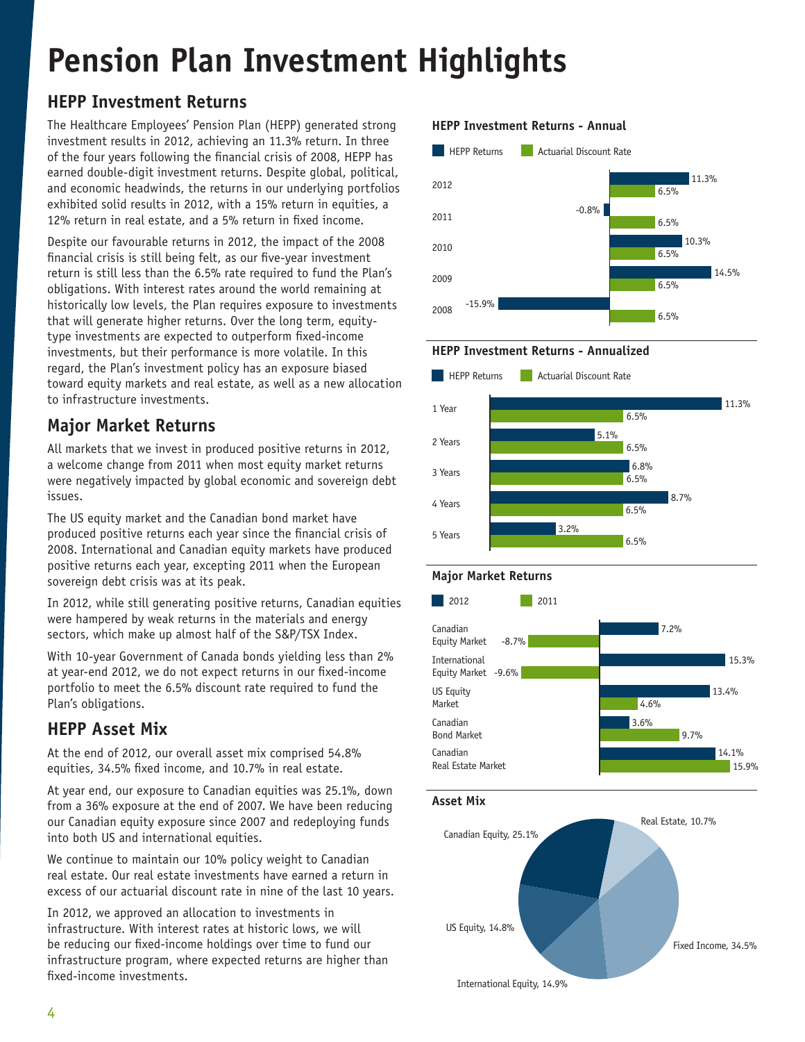# Pension Plan Investment Highlights

## HEPP Investment Returns

The Healthcare Employees' Pension Plan (HEPP) generated strong investment results in 2012, achieving an 11.3% return. In three of the four years following the financial crisis of 2008, HEPP has earned double-digit investment returns. Despite global, political, and economic headwinds, the returns in our underlying portfolios exhibited solid results in 2012, with a 15% return in equities, a 12% return in real estate, and a 5% return in fixed income.

Despite our favourable returns in 2012, the impact of the 2008 financial crisis is still being felt, as our five-year investment return is still less than the 6.5% rate required to fund the Plan's obligations. With interest rates around the world remaining at historically low levels, the Plan requires exposure to investments that will generate higher returns. Over the long term, equity-type investments are expected to outperform fixed-income investments, but their performance is more volatile. In this regard, the Plan's investment policy has an exposure biased toward equity markets and real estate, as well as a new allocation to infrastructure investments.

## Major Market Returns

All markets that we invest in produced positive returns in 2012, a welcome change from 2011 when most equity market returns were negatively impacted by global economic and sovereign debt issues.

The US equity market and the Canadian bond market have produced positive returns each year since the financial crisis of 2008. International and Canadian equity markets have produced positive returns each year, excepting 2011 when the European sovereign debt crisis was at its peak.

In 2012, while still generating positive returns, Canadian equities were hampered by weak returns in the materials and energy sectors, which make up almost half of the S&P/TSX Index.

With 10-year Government of Canada bonds yielding less than 2% at year-end 2012, we do not expect returns in our fixed-income portfolio to meet the 6.5% discount rate required to fund the Plan's obligations.

## HEPP Asset Mix

At the end of 2012, our overall asset mix comprised 54.8% equities, 34.5% fixed income, and 10.7% in real estate.

At year end, our exposure to Canadian equities was 25.1%, down from a 36% exposure at the end of 2007. We have been reducing our Canadian equity exposure since 2007 and redeploying funds into both US and international equities.

We continue to maintain our 10% policy weight to Canadian real estate. Our real estate investments have earned a return in excess of our actuarial discount rate in nine of the last 10 years.

In 2012, we approved an allocation to investments in infrastructure. With interest rates at historic lows, we will be reducing our fixed-income holdings over time to fund our infrastructure program, where expected returns are higher than fixed-income investments.

**HEPP Investment Returns - Annual**

| Year | HEPP Returns | Actuarial Discount Rate |
|---|---|---|
| 2012 | 11.3% | 6.5% |
| 2011 | -0.8% | 6.5% |
| 2010 | 10.3% | 6.5% |
| 2009 | 14.5% | 6.5% |
| 2008 | -15.9% | 6.5% |

**HEPP Investment Returns - Annualized**

| Period | HEPP Returns | Actuarial Discount Rate |
|---|---|---|
| 1 Year | 11.3% | 6.5% |
| 2 Years | 5.1% | 6.5% |
| 3 Years | 6.8% | 6.5% |
| 4 Years | 8.7% | 6.5% |
| 5 Years | 3.2% | 6.5% |

**Major Market Returns**

| Market | 2012 | 2011 |
|---|---|---|
| Canadian Equity Market | 7.2% | -8.7% |
| International Equity Market | 15.3% | -9.6% |
| US Equity Market | 13.4% | 4.6% |
| Canadian Bond Market | 3.6% | 9.7% |
| Canadian Real Estate Market | 14.1% | 15.9% |

**Asset Mix**

| Asset | Percentage |
|---|---|
| Canadian Equity | 25.1% |
| US Equity | 14.8% |
| International Equity | 14.9% |
| Fixed Income | 34.5% |
| Real Estate | 10.7% |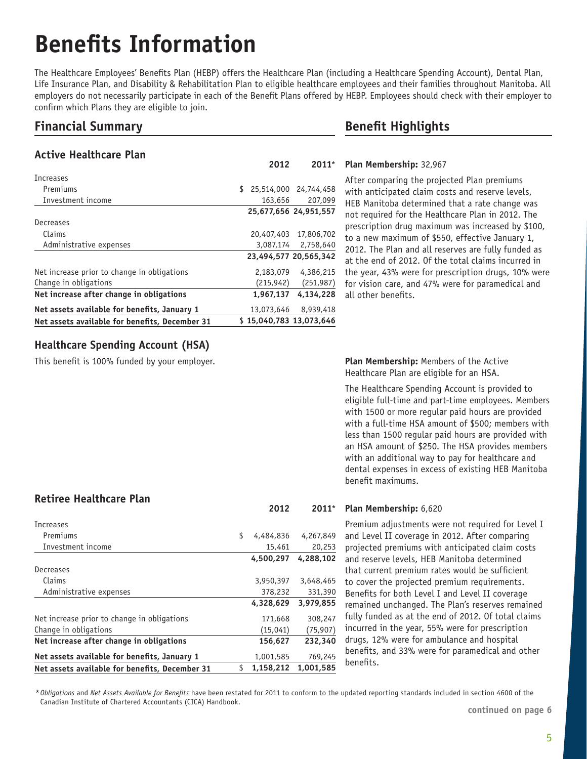# Benefits Information

The Healthcare Employees' Benefits Plan (HEBP) offers the Healthcare Plan (including a Healthcare Spending Account), Dental Plan, Life Insurance Plan, and Disability & Rehabilitation Plan to eligible healthcare employees and their families throughout Manitoba. All employers do not necessarily participate in each of the Benefit Plans offered by HEBP. Employees should check with their employer to confirm which Plans they are eligible to join.

## Financial Summary

### Active Healthcare Plan

| | 2012 | 2011* |
|---|---|---|
| Increases | | |
| Premiums | $ 25,514,000 | 24,744,458 |
| Investment income | 163,656 | 207,099 |
| | **25,677,656** | **24,951,557** |
| Decreases | | |
| Claims | 20,407,403 | 17,806,702 |
| Administrative expenses | 3,087,174 | 2,758,640 |
| | **23,494,577** | **20,565,342** |
| Net increase prior to change in obligations | 2,183,079 | 4,386,215 |
| Change in obligations | (215,942) | (251,987) |
| **Net increase after change in obligations** | **1,967,137** | **4,134,228** |
| **Net assets available for benefits, January 1** | 13,073,646 | 8,939,418 |
| **Net assets available for benefits, December 31** | **$ 15,040,783** | **13,073,646** |

### Healthcare Spending Account (HSA)

This benefit is 100% funded by your employer.

### Retiree Healthcare Plan

| | 2012 | 2011* |
|---|---|---|
| Increases | | |
| Premiums | $ 4,484,836 | 4,267,849 |
| Investment income | 15,461 | 20,253 |
| | **4,500,297** | **4,288,102** |
| Decreases | | |
| Claims | 3,950,397 | 3,648,465 |
| Administrative expenses | 378,232 | 331,390 |
| | **4,328,629** | **3,979,855** |
| Net increase prior to change in obligations | 171,668 | 308,247 |
| Change in obligations | (15,041) | (75,907) |
| **Net increase after change in obligations** | **156,627** | **232,340** |
| **Net assets available for benefits, January 1** | 1,001,585 | 769,245 |
| **Net assets available for benefits, December 31** | **$ 1,158,212** | **1,001,585** |

## Benefit Highlights

**Plan Membership:** 32,967

After comparing the projected Plan premiums with anticipated claim costs and reserve levels, HEB Manitoba determined that a rate change was not required for the Healthcare Plan in 2012. The prescription drug maximum was increased by $100, to a new maximum of $550, effective January 1, 2012. The Plan and all reserves are fully funded as at the end of 2012. Of the total claims incurred in the year, 43% were for prescription drugs, 10% were for vision care, and 47% were for paramedical and all other benefits.

**Plan Membership:** Members of the Active Healthcare Plan are eligible for an HSA.

The Healthcare Spending Account is provided to eligible full-time and part-time employees. Members with 1500 or more regular paid hours are provided with a full-time HSA amount of $500; members with less than 1500 regular paid hours are provided with an HSA amount of $250. The HSA provides members with an additional way to pay for healthcare and dental expenses in excess of existing HEB Manitoba benefit maximums.

**Plan Membership:** 6,620

Premium adjustments were not required for Level I and Level II coverage in 2012. After comparing projected premiums with anticipated claim costs and reserve levels, HEB Manitoba determined that current premium rates would be sufficient to cover the projected premium requirements. Benefits for both Level I and Level II coverage remained unchanged. The Plan's reserves remained fully funded as at the end of 2012. Of total claims incurred in the year, 55% were for prescription drugs, 12% were for ambulance and hospital benefits, and 33% were for paramedical and other benefits.

\* *Obligations* and *Net Assets Available for Benefits* have been restated for 2011 to conform to the updated reporting standards included in section 4600 of the Canadian Institute of Chartered Accountants (CICA) Handbook.

continued on page 6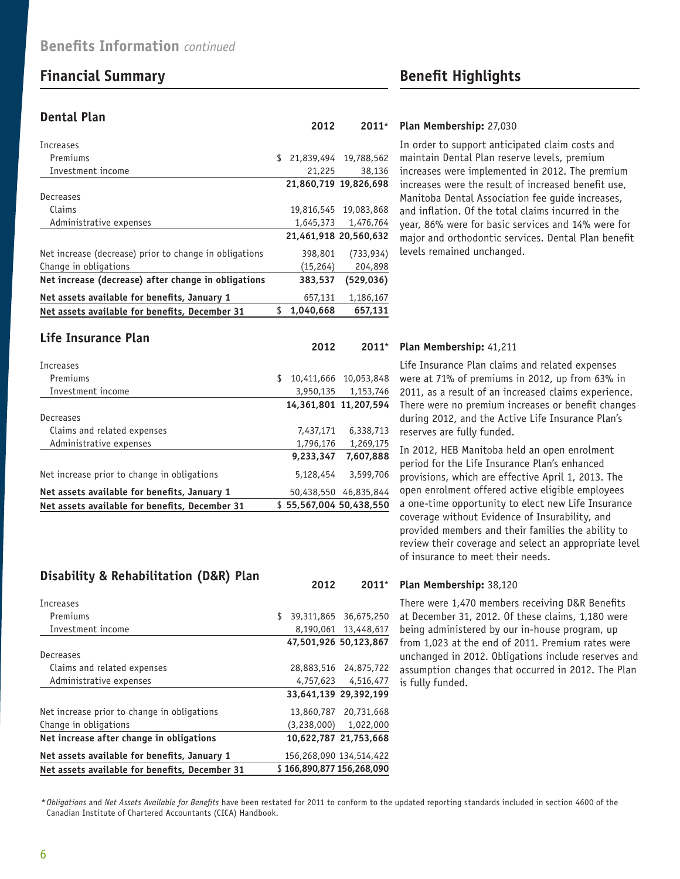## Benefits Information *continued*

## Financial Summary

### Dental Plan

| | 2012 | 2011* |
|---|---|---|
| Increases | | |
| Premiums | $ 21,839,494 | 19,788,562 |
| Investment income | 21,225 | 38,136 |
| | **21,860,719** | **19,826,698** |
| Decreases | | |
| Claims | 19,816,545 | 19,083,868 |
| Administrative expenses | 1,645,373 | 1,476,764 |
| | **21,461,918** | **20,560,632** |
| Net increase (decrease) prior to change in obligations | 398,801 | (733,934) |
| Change in obligations | (15,264) | 204,898 |
| **Net increase (decrease) after change in obligations** | **383,537** | **(529,036)** |
| **Net assets available for benefits, January 1** | 657,131 | 1,186,167 |
| **Net assets available for benefits, December 31** | **$ 1,040,668** | **657,131** |

### Life Insurance Plan

| | 2012 | 2011* |
|---|---|---|
| Increases | | |
| Premiums | $ 10,411,666 | 10,053,848 |
| Investment income | 3,950,135 | 1,153,746 |
| | **14,361,801** | **11,207,594** |
| Decreases | | |
| Claims and related expenses | 7,437,171 | 6,338,713 |
| Administrative expenses | 1,796,176 | 1,269,175 |
| | **9,233,347** | **7,607,888** |
| Net increase prior to change in obligations | 5,128,454 | 3,599,706 |
| **Net assets available for benefits, January 1** | 50,438,550 | 46,835,844 |
| **Net assets available for benefits, December 31** | **$ 55,567,004** | **50,438,550** |

### Disability & Rehabilitation (D&R) Plan

| | 2012 | 2011* |
|---|---|---|
| Increases | | |
| Premiums | $ 39,311,865 | 36,675,250 |
| Investment income | 8,190,061 | 13,448,617 |
| | **47,501,926** | **50,123,867** |
| Decreases | | |
| Claims and related expenses | 28,883,516 | 24,875,722 |
| Administrative expenses | 4,757,623 | 4,516,477 |
| | **33,641,139** | **29,392,199** |
| Net increase prior to change in obligations | 13,860,787 | 20,731,668 |
| Change in obligations | (3,238,000) | 1,022,000 |
| **Net increase after change in obligations** | **10,622,787** | **21,753,668** |
| **Net assets available for benefits, January 1** | 156,268,090 | 134,514,422 |
| **Net assets available for benefits, December 31** | **$ 166,890,877** | **156,268,090** |

## Benefit Highlights

**Plan Membership:** 27,030

In order to support anticipated claim costs and maintain Dental Plan reserve levels, premium increases were implemented in 2012. The premium increases were the result of increased benefit use, Manitoba Dental Association fee guide increases, and inflation. Of the total claims incurred in the year, 86% were for basic services and 14% were for major and orthodontic services. Dental Plan benefit levels remained unchanged.

**Plan Membership:** 41,211

Life Insurance Plan claims and related expenses were at 71% of premiums in 2012, up from 63% in 2011, as a result of an increased claims experience. There were no premium increases or benefit changes during 2012, and the Active Life Insurance Plan's reserves are fully funded.

In 2012, HEB Manitoba held an open enrolment period for the Life Insurance Plan's enhanced provisions, which are effective April 1, 2013. The open enrolment offered active eligible employees a one-time opportunity to elect new Life Insurance coverage without Evidence of Insurability, and provided members and their families the ability to review their coverage and select an appropriate level of insurance to meet their needs.

**Plan Membership:** 38,120

There were 1,470 members receiving D&R Benefits at December 31, 2012. Of these claims, 1,180 were being administered by our in-house program, up from 1,023 at the end of 2011. Premium rates were unchanged in 2012. Obligations include reserves and assumption changes that occurred in 2012. The Plan is fully funded.

\* *Obligations* and *Net Assets Available for Benefits* have been restated for 2011 to conform to the updated reporting standards included in section 4600 of the Canadian Institute of Chartered Accountants (CICA) Handbook.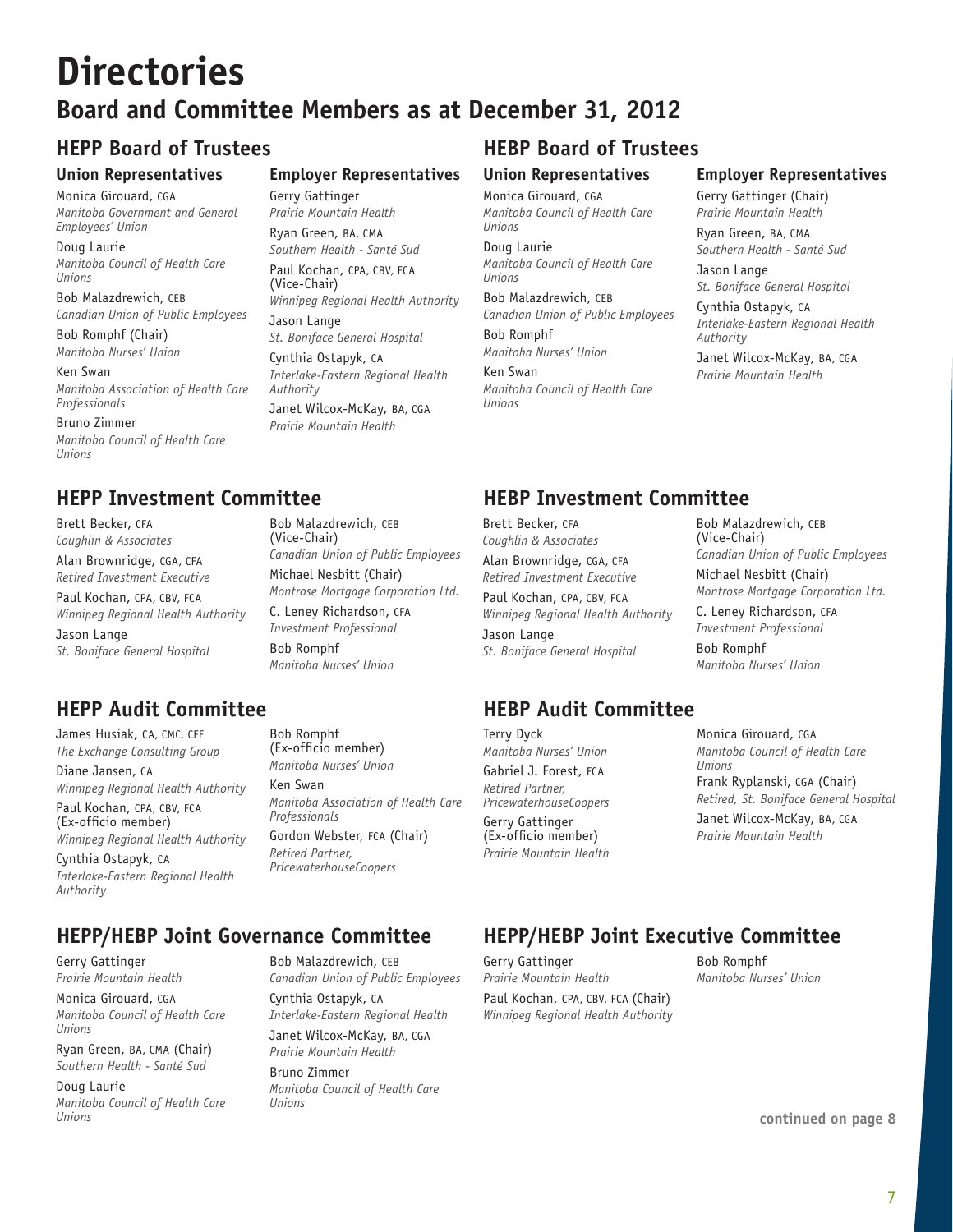# Directories

## Board and Committee Members as at December 31, 2012

### HEPP Board of Trustees

#### Union Representatives

Monica Girouard, CGA
*Manitoba Government and General Employees' Union*

Doug Laurie
*Manitoba Council of Health Care Unions*

Bob Malazdrewich, CEB
*Canadian Union of Public Employees*

Bob Romphf (Chair)
*Manitoba Nurses' Union*

Ken Swan
*Manitoba Association of Health Care Professionals*

Bruno Zimmer
*Manitoba Council of Health Care Unions*

#### Employer Representatives

Gerry Gattinger
*Prairie Mountain Health*

Ryan Green, BA, CMA
*Southern Health - Santé Sud*

Paul Kochan, CPA, CBV, FCA (Vice-Chair)
*Winnipeg Regional Health Authority*

Jason Lange
*St. Boniface General Hospital*

Cynthia Ostapyk, CA
*Interlake-Eastern Regional Health Authority*

Janet Wilcox-McKay, BA, CGA
*Prairie Mountain Health*

### HEBP Board of Trustees

#### Union Representatives

Monica Girouard, CGA
*Manitoba Council of Health Care Unions*

Doug Laurie
*Manitoba Council of Health Care Unions*

Bob Malazdrewich, CEB
*Canadian Union of Public Employees*

Bob Romphf
*Manitoba Nurses' Union*

Ken Swan
*Manitoba Council of Health Care Unions*

#### Employer Representatives

Gerry Gattinger (Chair)
*Prairie Mountain Health*

Ryan Green, BA, CMA
*Southern Health - Santé Sud*

Jason Lange
*St. Boniface General Hospital*

Cynthia Ostapyk, CA
*Interlake-Eastern Regional Health Authority*

Janet Wilcox-McKay, BA, CGA
*Prairie Mountain Health*

### HEPP Investment Committee

Brett Becker, CFA
*Coughlin & Associates*

Alan Brownridge, CGA, CFA
*Retired Investment Executive*

Paul Kochan, CPA, CBV, FCA
*Winnipeg Regional Health Authority*

Jason Lange
*St. Boniface General Hospital*

Bob Malazdrewich, CEB (Vice-Chair)
*Canadian Union of Public Employees*

Michael Nesbitt (Chair)
*Montrose Mortgage Corporation Ltd.*

C. Leney Richardson, CFA
*Investment Professional*

Bob Romphf
*Manitoba Nurses' Union*

### HEBP Investment Committee

Brett Becker, CFA
*Coughlin & Associates*

Alan Brownridge, CGA, CFA
*Retired Investment Executive*

Paul Kochan, CPA, CBV, FCA
*Winnipeg Regional Health Authority*

Jason Lange
*St. Boniface General Hospital*

Bob Malazdrewich, CEB (Vice-Chair)
*Canadian Union of Public Employees*

Michael Nesbitt (Chair)
*Montrose Mortgage Corporation Ltd.*

C. Leney Richardson, CFA
*Investment Professional*

Bob Romphf
*Manitoba Nurses' Union*

### HEPP Audit Committee

James Husiak, CA, CMC, CFE
*The Exchange Consulting Group*

Diane Jansen, CA
*Winnipeg Regional Health Authority*

Paul Kochan, CPA, CBV, FCA (Ex-officio member)
*Winnipeg Regional Health Authority*

Cynthia Ostapyk, CA
*Interlake-Eastern Regional Health Authority*

Bob Romphf (Ex-officio member)
*Manitoba Nurses' Union*

Ken Swan
*Manitoba Association of Health Care Professionals*

Gordon Webster, FCA (Chair)
*Retired Partner, PricewaterhouseCoopers*

### HEBP Audit Committee

Terry Dyck
*Manitoba Nurses' Union*

Gabriel J. Forest, FCA
*Retired Partner, PricewaterhouseCoopers*

Gerry Gattinger (Ex-officio member)
*Prairie Mountain Health*

Monica Girouard, CGA
*Manitoba Council of Health Care Unions*

Frank Ryplanski, CGA (Chair)
*Retired, St. Boniface General Hospital*

Janet Wilcox-McKay, BA, CGA
*Prairie Mountain Health*

### HEPP/HEBP Joint Governance Committee

Gerry Gattinger
*Prairie Mountain Health*

Monica Girouard, CGA
*Manitoba Council of Health Care Unions*

Ryan Green, BA, CMA (Chair)
*Southern Health - Santé Sud*

Doug Laurie
*Manitoba Council of Health Care Unions*

Bob Malazdrewich, CEB
*Canadian Union of Public Employees*

Cynthia Ostapyk, CA
*Interlake-Eastern Regional Health*

Janet Wilcox-McKay, BA, CGA
*Prairie Mountain Health*

Bruno Zimmer
*Manitoba Council of Health Care Unions*

### HEPP/HEBP Joint Executive Committee

Gerry Gattinger
*Prairie Mountain Health*

Paul Kochan, CPA, CBV, FCA (Chair)
*Winnipeg Regional Health Authority*

Bob Romphf
*Manitoba Nurses' Union*

**continued on page 8**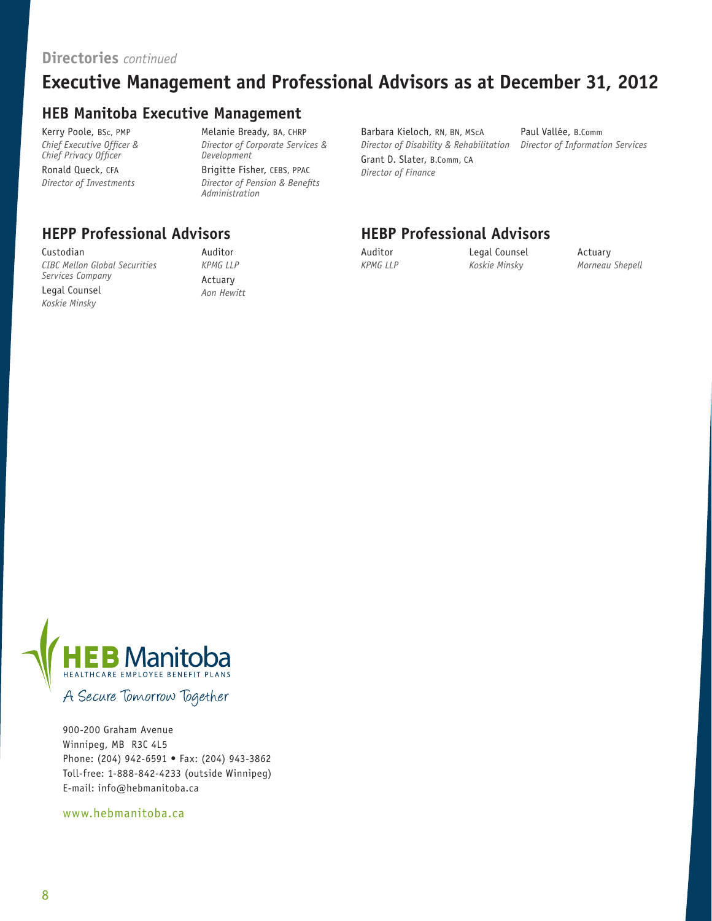**Directories** *continued*

# Executive Management and Professional Advisors as at December 31, 2012

## HEB Manitoba Executive Management

Kerry Poole, BSc, PMP
*Chief Executive Officer & Chief Privacy Officer*

Ronald Queck, CFA
*Director of Investments*

Melanie Bready, BA, CHRP
*Director of Corporate Services & Development*

Brigitte Fisher, CEBS, PPAC
*Director of Pension & Benefits Administration*

Barbara Kieloch, RN, BN, MScA
*Director of Disability & Rehabilitation*

Grant D. Slater, B.Comm, CA
*Director of Finance*

Paul Vallée, B.Comm
*Director of Information Services*

## HEPP Professional Advisors

Custodian
*CIBC Mellon Global Securities Services Company*

Legal Counsel
*Koskie Minsky*

Auditor
*KPMG LLP*

Actuary
*Aon Hewitt*

## HEBP Professional Advisors

Auditor
*KPMG LLP*

Legal Counsel
*Koskie Minsky*

Actuary
*Morneau Shepell*

**HEB Manitoba**
HEALTHCARE EMPLOYEE BENEFIT PLANS
A Secure Tomorrow Together

900-200 Graham Avenue
Winnipeg, MB R3C 4L5
Phone: (204) 942-6591 • Fax: (204) 943-3862
Toll-free: 1-888-842-4233 (outside Winnipeg)
E-mail: info@hebmanitoba.ca

www.hebmanitoba.ca